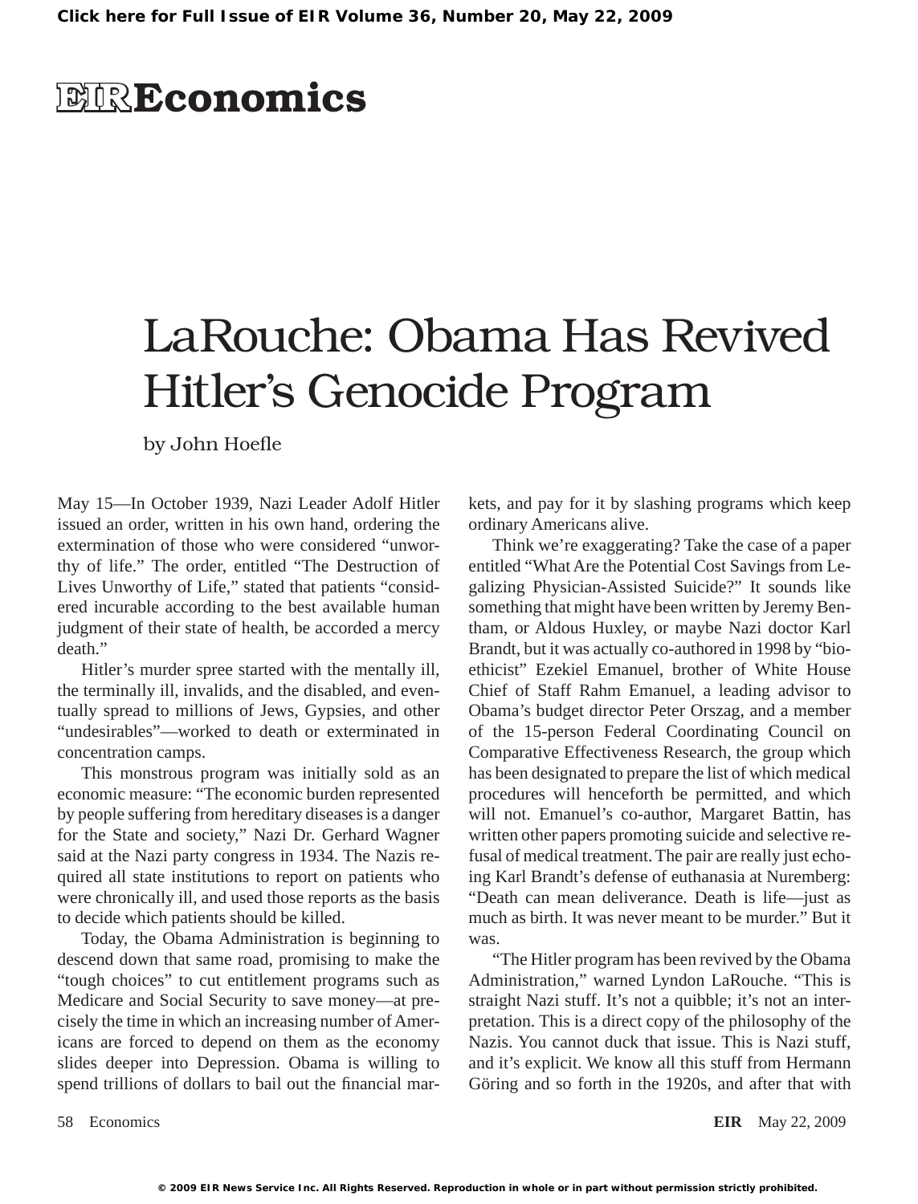# EIR Economics

# LaRouche: Obama Has Revived Hitler's Genocide Program

by John Hoefle

May 15—In October 1939, Nazi Leader Adolf Hitler issued an order, written in his own hand, ordering the extermination of those who were considered "unworthy of life." The order, entitled "The Destruction of Lives Unworthy of Life," stated that patients "considered incurable according to the best available human judgment of their state of health, be accorded a mercy death."

Hitler's murder spree started with the mentally ill, the terminally ill, invalids, and the disabled, and eventually spread to millions of Jews, Gypsies, and other "undesirables"—worked to death or exterminated in concentration camps.

This monstrous program was initially sold as an economic measure: "The economic burden represented by people suffering from hereditary diseases is a danger for the State and society," Nazi Dr. Gerhard Wagner said at the Nazi party congress in 1934. The Nazis required all state institutions to report on patients who were chronically ill, and used those reports as the basis to decide which patients should be killed.

Today, the Obama Administration is beginning to descend down that same road, promising to make the "tough choices" to cut entitlement programs such as Medicare and Social Security to save money—at precisely the time in which an increasing number of Americans are forced to depend on them as the economy slides deeper into Depression. Obama is willing to spend trillions of dollars to bail out the financial markets, and pay for it by slashing programs which keep ordinary Americans alive.

Think we're exaggerating? Take the case of a paper entitled "What Are the Potential Cost Savings from Legalizing Physician-Assisted Suicide?" It sounds like something that might have been written by Jeremy Bentham, or Aldous Huxley, or maybe Nazi doctor Karl Brandt, but it was actually co-authored in 1998 by "bioethicist" Ezekiel Emanuel, brother of White House Chief of Staff Rahm Emanuel, a leading advisor to Obama's budget director Peter Orszag, and a member of the 15-person Federal Coordinating Council on Comparative Effectiveness Research, the group which has been designated to prepare the list of which medical procedures will henceforth be permitted, and which will not. Emanuel's co-author, Margaret Battin, has written other papers promoting suicide and selective refusal of medical treatment. The pair are really just echoing Karl Brandt's defense of euthanasia at Nuremberg: "Death can mean deliverance. Death is life—just as much as birth. It was never meant to be murder." But it was.

"The Hitler program has been revived by the Obama Administration," warned Lyndon LaRouche. "This is straight Nazi stuff. It's not a quibble; it's not an interpretation. This is a direct copy of the philosophy of the Nazis. You cannot duck that issue. This is Nazi stuff, and it's explicit. We know all this stuff from Hermann Göring and so forth in the 1920s, and after that with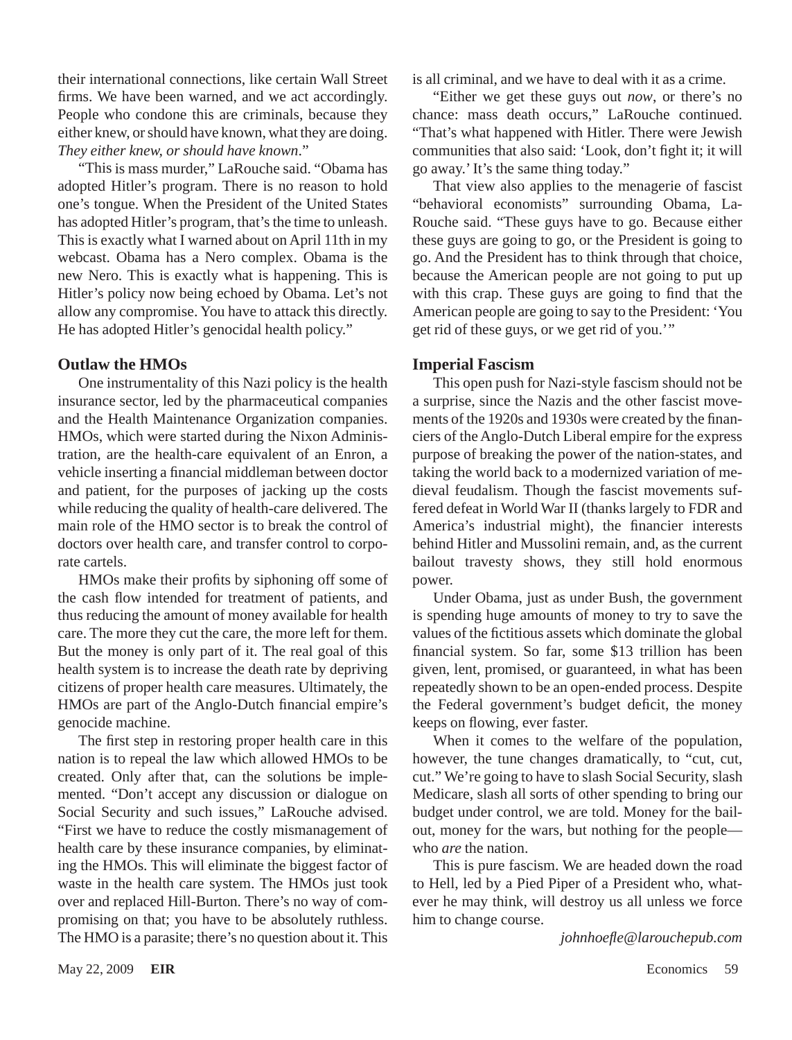their international connections, like certain Wall Street firms. We have been warned, and we act accordingly. People who condone this are criminals, because they either knew, or should have known, what they are doing. *They either knew, or should have known*."

"This is mass murder," LaRouche said. "Obama has adopted Hitler's program. There is no reason to hold one's tongue. When the President of the United States has adopted Hitler's program, that's the time to unleash. This is exactly what I warned about on April 11th in my webcast. Obama has a Nero complex. Obama is the new Nero. This is exactly what is happening. This is Hitler's policy now being echoed by Obama. Let's not allow any compromise. You have to attack this directly. He has adopted Hitler's genocidal health policy."

### Outlaw the HMOs

One instrumentality of this Nazi policy is the health insurance sector, led by the pharmaceutical companies and the Health Maintenance Organization companies. HMOs, which were started during the Nixon Administration, are the health-care equivalent of an Enron, a vehicle inserting a financial middleman between doctor and patient, for the purposes of jacking up the costs while reducing the quality of health-care delivered. The main role of the HMO sector is to break the control of doctors over health care, and transfer control to corporate cartels.

HMOs make their profits by siphoning off some of the cash flow intended for treatment of patients, and thus reducing the amount of money available for health care. The more they cut the care, the more left for them. But the money is only part of it. The real goal of this health system is to increase the death rate by depriving citizens of proper health care measures. Ultimately, the HMOs are part of the Anglo-Dutch financial empire's genocide machine.

The first step in restoring proper health care in this nation is to repeal the law which allowed HMOs to be created. Only after that, can the solutions be implemented. "Don't accept any discussion or dialogue on Social Security and such issues," LaRouche advised. "First we have to reduce the costly mismanagement of health care by these insurance companies, by eliminating the HMOs. This will eliminate the biggest factor of waste in the health care system. The HMOs just took over and replaced Hill-Burton. There's no way of compromising on that; you have to be absolutely ruthless. The HMO is a parasite; there's no question about it. This is all criminal, and we have to deal with it as a crime.

"Either we get these guys out *now*, or there's no chance: mass death occurs," LaRouche continued. "That's what happened with Hitler. There were Jewish communities that also said: 'Look, don't fight it; it will go away.' It's the same thing today."

That view also applies to the menagerie of fascist "behavioral economists" surrounding Obama, LaRouche said. "These guys have to go. Because either these guys are going to go, or the President is going to go. And the President has to think through that choice, because the American people are not going to put up with this crap. These guys are going to find that the American people are going to say to the President: 'You get rid of these guys, or we get rid of you.'"

### Imperial Fascism

This open push for Nazi-style fascism should not be a surprise, since the Nazis and the other fascist movements of the 1920s and 1930s were created by the financiers of the Anglo-Dutch Liberal empire for the express purpose of breaking the power of the nation-states, and taking the world back to a modernized variation of medieval feudalism. Though the fascist movements suffered defeat in World War II (thanks largely to FDR and America's industrial might), the financier interests behind Hitler and Mussolini remain, and, as the current bailout travesty shows, they still hold enormous power.

Under Obama, just as under Bush, the government is spending huge amounts of money to try to save the values of the fictitious assets which dominate the global financial system. So far, some $13 trillion has been given, lent, promised, or guaranteed, in what has been repeatedly shown to be an open-ended process. Despite the Federal government's budget deficit, the money keeps on flowing, ever faster.

When it comes to the welfare of the population, however, the tune changes dramatically, to "cut, cut, cut." We're going to have to slash Social Security, slash Medicare, slash all sorts of other spending to bring our budget under control, we are told. Money for the bailout, money for the wars, but nothing for the people—who *are* the nation.

This is pure fascism. We are headed down the road to Hell, led by a Pied Piper of a President who, whatever he may think, will destroy us all unless we force him to change course.

*johnhoefle@larouchepub.com*